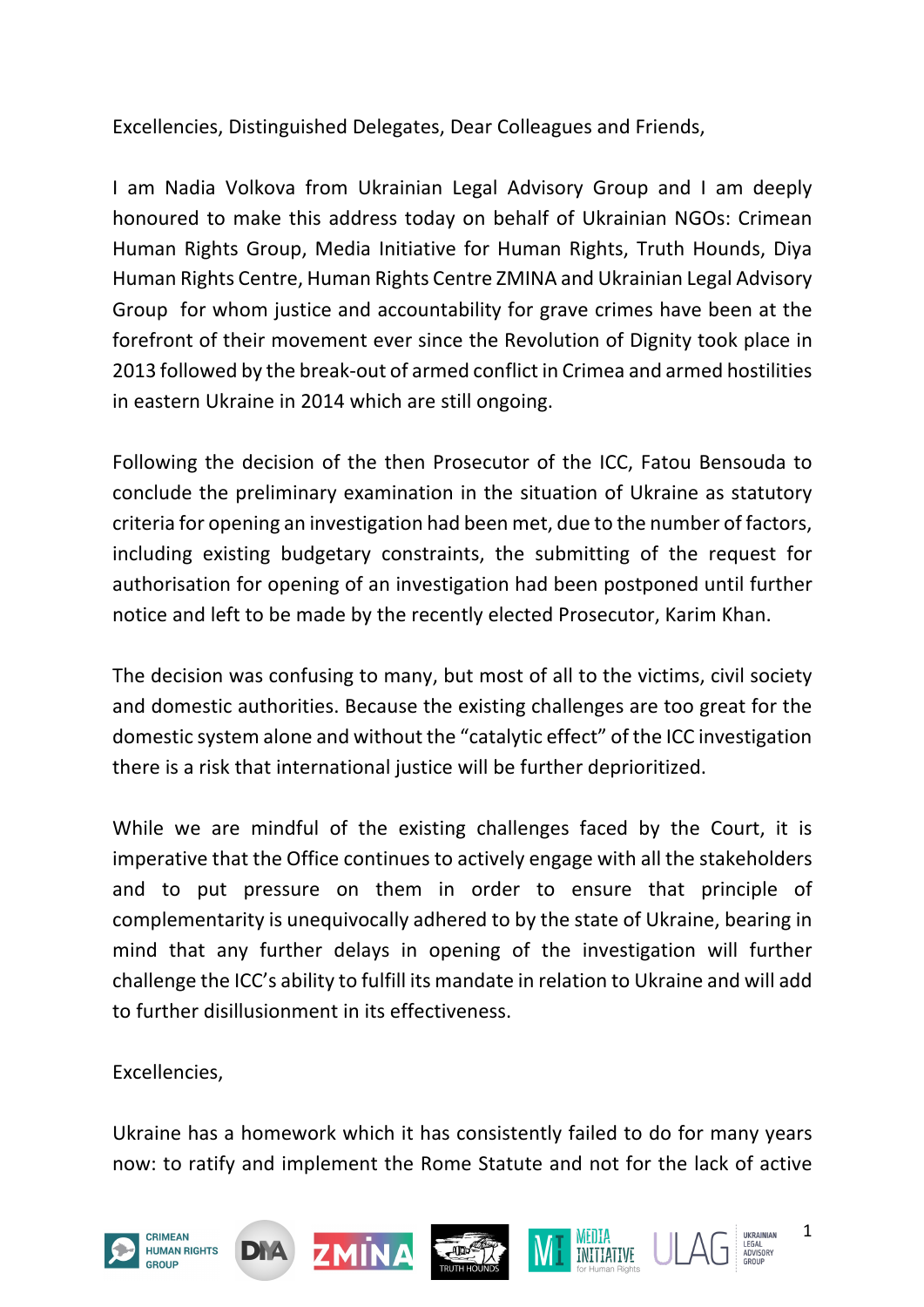Excellencies, Distinguished Delegates, Dear Colleagues and Friends,

I am Nadia Volkova from Ukrainian Legal Advisory Group and I am deeply honoured to make this address today on behalf of Ukrainian NGOs: Crimean Human Rights Group, Media Initiative for Human Rights, Truth Hounds, Diya Human Rights Centre, Human Rights Centre ZMINA and Ukrainian Legal Advisory Group for whom justice and accountability for grave crimes have been at the forefront of their movement ever since the Revolution of Dignity took place in 2013 followed by the break-out of armed conflict in Crimea and armed hostilities in eastern Ukraine in 2014 which are still ongoing.

Following the decision of the then Prosecutor of the ICC, Fatou Bensouda to conclude the preliminary examination in the situation of Ukraine as statutory criteria for opening an investigation had been met, due to the number of factors, including existing budgetary constraints, the submitting of the request for authorisation for opening of an investigation had been postponed until further notice and left to be made by the recently elected Prosecutor, Karim Khan.

The decision was confusing to many, but most of all to the victims, civil society and domestic authorities. Because the existing challenges are too great for the domestic system alone and without the "catalytic effect" of the ICC investigation there is a risk that international justice will be further deprioritized.

While we are mindful of the existing challenges faced by the Court, it is imperative that the Office continues to actively engage with all the stakeholders and to put pressure on them in order to ensure that principle of complementarity is unequivocally adhered to by the state of Ukraine, bearing in mind that any further delays in opening of the investigation will further challenge the ICC's ability to fulfill its mandate in relation to Ukraine and will add to further disillusionment in its effectiveness.

Excellencies,

Ukraine has a homework which it has consistently failed to do for many years now: to ratify and implement the Rome Statute and not for the lack of active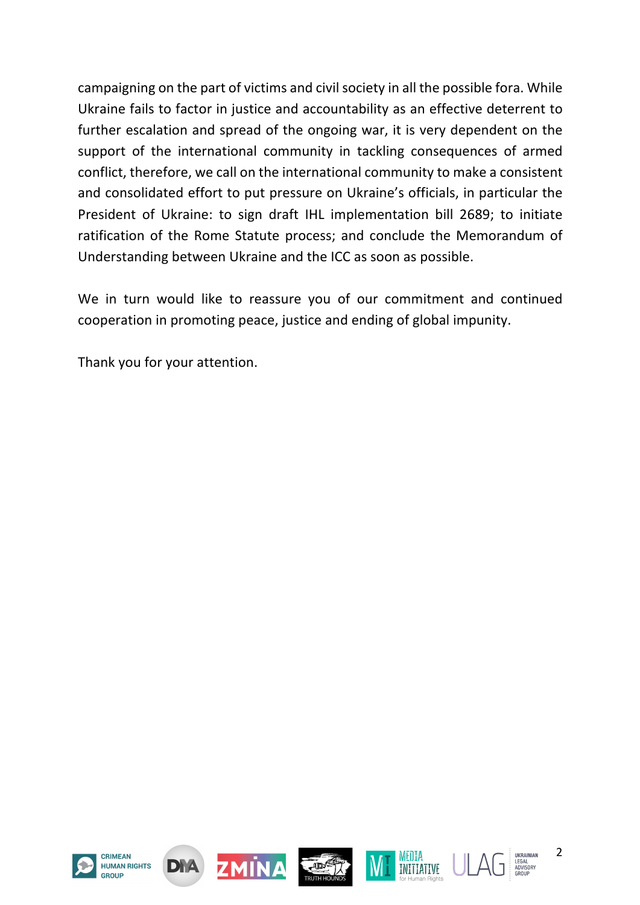campaigning on the part of victims and civil society in all the possible fora. While Ukraine fails to factor in justice and accountability as an effective deterrent to further escalation and spread of the ongoing war, it is very dependent on the support of the international community in tackling consequences of armed conflict, therefore, we call on the international community to make a consistent and consolidated effort to put pressure on Ukraine's officials, in particular the President of Ukraine: to sign draft IHL implementation bill 2689; to initiate ratification of the Rome Statute process; and conclude the Memorandum of Understanding between Ukraine and the ICC as soon as possible.

We in turn would like to reassure you of our commitment and continued cooperation in promoting peace, justice and ending of global impunity.

Thank you for your attention.